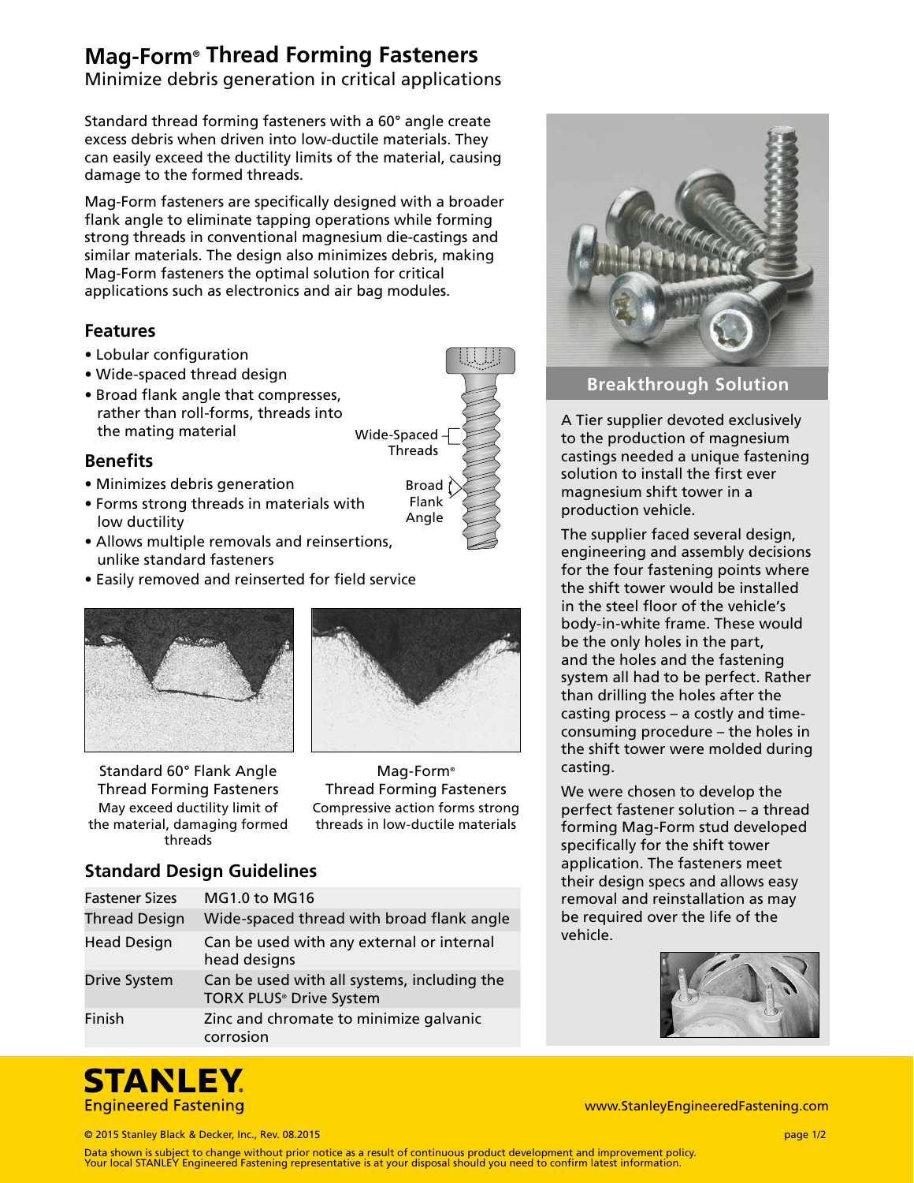# Mag-Form® Thread Forming Fasteners

Minimize debris generation in critical applications

Standard thread forming fasteners with a 60° angle create excess debris when driven into low-ductile materials. They can easily exceed the ductility limits of the material, causing damage to the formed threads.

Mag-Form fasteners are specifically designed with a broader flank angle to eliminate tapping operations while forming strong threads in conventional magnesium die-castings and similar materials. The design also minimizes debris, making Mag-Form fasteners the optimal solution for critical applications such as electronics and air bag modules.

### Features

- Lobular configuration
- Wide-spaced thread design
- Broad flank angle that compresses, rather than roll-forms, threads into the mating material

Wide-Spaced Threads

Broad Flank Angle

### Benefits

- Minimizes debris generation
- Forms strong threads in materials with low ductility
- Allows multiple removals and reinsertions, unlike standard fasteners
- Easily removed and reinserted for field service

Standard 60° Flank Angle Thread Forming Fasteners
May exceed ductility limit of the material, damaging formed threads

Mag-Form® Thread Forming Fasteners
Compressive action forms strong threads in low-ductile materials

### Standard Design Guidelines

| | |
|---|---|
| Fastener Sizes | MG1.0 to MG16 |
| Thread Design | Wide-spaced thread with broad flank angle |
| Head Design | Can be used with any external or internal head designs |
| Drive System | Can be used with all systems, including the TORX PLUS® Drive System |
| Finish | Zinc and chromate to minimize galvanic corrosion |

### Breakthrough Solution

A Tier supplier devoted exclusively to the production of magnesium castings needed a unique fastening solution to install the first ever magnesium shift tower in a production vehicle.

The supplier faced several design, engineering and assembly decisions for the four fastening points where the shift tower would be installed in the steel floor of the vehicle's body-in-white frame. These would be the only holes in the part, and the holes and the fastening system all had to be perfect. Rather than drilling the holes after the casting process – a costly and time-consuming procedure – the holes in the shift tower were molded during casting.

We were chosen to develop the perfect fastener solution – a thread forming Mag-Form stud developed specifically for the shift tower application. The fasteners meet their design specs and allows easy removal and reinstallation as may be required over the life of the vehicle.

STANLEY Engineered Fastening

www.StanleyEngineeredFastening.com

© 2015 Stanley Black & Decker, Inc., Rev. 08.2015

Data shown is subject to change without prior notice as a result of continuous product development and improvement policy. Your local STANLEY Engineered Fastening representative is at your disposal should you need to confirm latest information.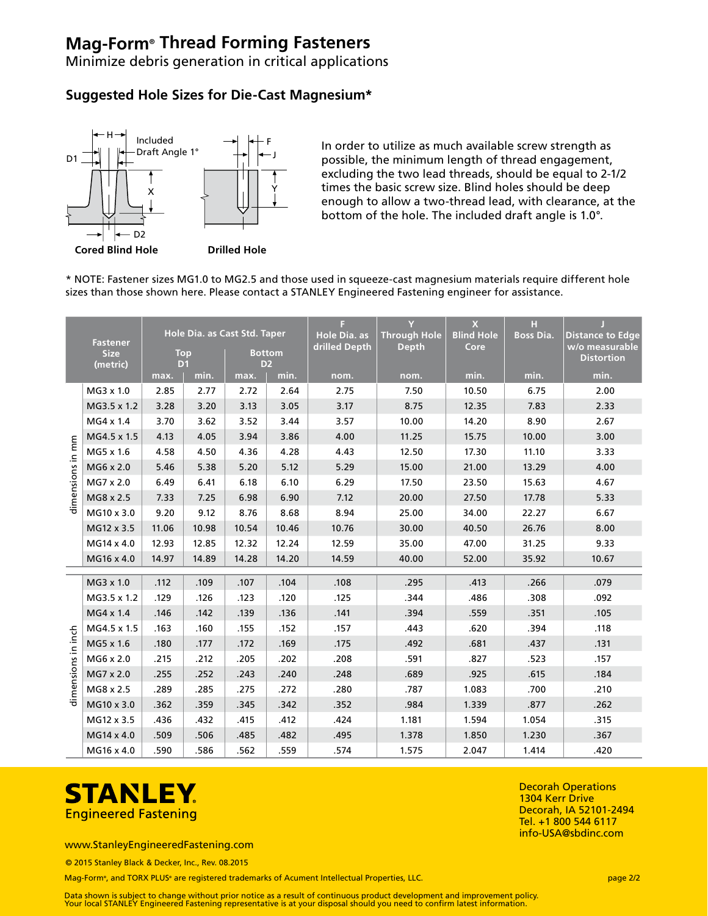# Mag-Form® Thread Forming Fasteners

Minimize debris generation in critical applications

## Suggested Hole Sizes for Die-Cast Magnesium*

H
Included Draft Angle 1°
D1
X
D2
F
J
Y

**Cored Blind Hole** **Drilled Hole**

In order to utilize as much available screw strength as possible, the minimum length of thread engagement, excluding the two lead threads, should be equal to 2-1/2 times the basic screw size. Blind holes should be deep enough to allow a two-thread lead, with clearance, at the bottom of the hole. The included draft angle is 1.0°.

* NOTE: Fastener sizes MG1.0 to MG2.5 and those used in squeeze-cast magnesium materials require different hole sizes than those shown here. Please contact a STANLEY Engineered Fastening engineer for assistance.

| | Fastener Size (metric) | Hole Dia. as Cast Std. Taper | | | | F Hole Dia. as drilled Depth | Y Through Hole Depth | X Blind Hole Core | H Boss Dia. | J Distance to Edge w/o measurable Distortion |
|---|---|---|---|---|---|---|---|---|---|---|
| | | Top D1 | | Bottom D2 | | | | | | |
| | | max. | min. | max. | min. | nom. | nom. | min. | min. | min. |
| dimensions in mm | MG3 x 1.0 | 2.85 | 2.77 | 2.72 | 2.64 | 2.75 | 7.50 | 10.50 | 6.75 | 2.00 |
| | MG3.5 x 1.2 | 3.28 | 3.20 | 3.13 | 3.05 | 3.17 | 8.75 | 12.35 | 7.83 | 2.33 |
| | MG4 x 1.4 | 3.70 | 3.62 | 3.52 | 3.44 | 3.57 | 10.00 | 14.20 | 8.90 | 2.67 |
| | MG4.5 x 1.5 | 4.13 | 4.05 | 3.94 | 3.86 | 4.00 | 11.25 | 15.75 | 10.00 | 3.00 |
| | MG5 x 1.6 | 4.58 | 4.50 | 4.36 | 4.28 | 4.43 | 12.50 | 17.30 | 11.10 | 3.33 |
| | MG6 x 2.0 | 5.46 | 5.38 | 5.20 | 5.12 | 5.29 | 15.00 | 21.00 | 13.29 | 4.00 |
| | MG7 x 2.0 | 6.49 | 6.41 | 6.18 | 6.10 | 6.29 | 17.50 | 23.50 | 15.63 | 4.67 |
| | MG8 x 2.5 | 7.33 | 7.25 | 6.98 | 6.90 | 7.12 | 20.00 | 27.50 | 17.78 | 5.33 |
| | MG10 x 3.0 | 9.20 | 9.12 | 8.76 | 8.68 | 8.94 | 25.00 | 34.00 | 22.27 | 6.67 |
| | MG12 x 3.5 | 11.06 | 10.98 | 10.54 | 10.46 | 10.76 | 30.00 | 40.50 | 26.76 | 8.00 |
| | MG14 x 4.0 | 12.93 | 12.85 | 12.32 | 12.24 | 12.59 | 35.00 | 47.00 | 31.25 | 9.33 |
| | MG16 x 4.0 | 14.97 | 14.89 | 14.28 | 14.20 | 14.59 | 40.00 | 52.00 | 35.92 | 10.67 |
| dimensions in inch | MG3 x 1.0 | .112 | .109 | .107 | .104 | .108 | .295 | .413 | .266 | .079 |
| | MG3.5 x 1.2 | .129 | .126 | .123 | .120 | .125 | .344 | .486 | .308 | .092 |
| | MG4 x 1.4 | .146 | .142 | .139 | .136 | .141 | .394 | .559 | .351 | .105 |
| | MG4.5 x 1.5 | .163 | .160 | .155 | .152 | .157 | .443 | .620 | .394 | .118 |
| | MG5 x 1.6 | .180 | .177 | .172 | .169 | .175 | .492 | .681 | .437 | .131 |
| | MG6 x 2.0 | .215 | .212 | .205 | .202 | .208 | .591 | .827 | .523 | .157 |
| | MG7 x 2.0 | .255 | .252 | .243 | .240 | .248 | .689 | .925 | .615 | .184 |
| | MG8 x 2.5 | .289 | .285 | .275 | .272 | .280 | .787 | 1.083 | .700 | .210 |
| | MG10 x 3.0 | .362 | .359 | .345 | .342 | .352 | .984 | 1.339 | .877 | .262 |
| | MG12 x 3.5 | .436 | .432 | .415 | .412 | .424 | 1.181 | 1.594 | 1.054 | .315 |
| | MG14 x 4.0 | .509 | .506 | .485 | .482 | .495 | 1.378 | 1.850 | 1.230 | .367 |
| | MG16 x 4.0 | .590 | .586 | .562 | .559 | .574 | 1.575 | 2.047 | 1.414 | .420 |

**STANLEY.**
Engineered Fastening

www.StanleyEngineeredFastening.com

Decorah Operations
1304 Kerr Drive
Decorah, IA 52101-2494
Tel. +1 800 544 6117
info-USA@sbdinc.com

© 2015 Stanley Black & Decker, Inc., Rev. 08.2015

Mag-Form®, and TORX PLUS® are registered trademarks of Acument Intellectual Properties, LLC.

Data shown is subject to change without prior notice as a result of continuous product development and improvement policy. Your local STANLEY Engineered Fastening representative is at your disposal should you need to confirm latest information.